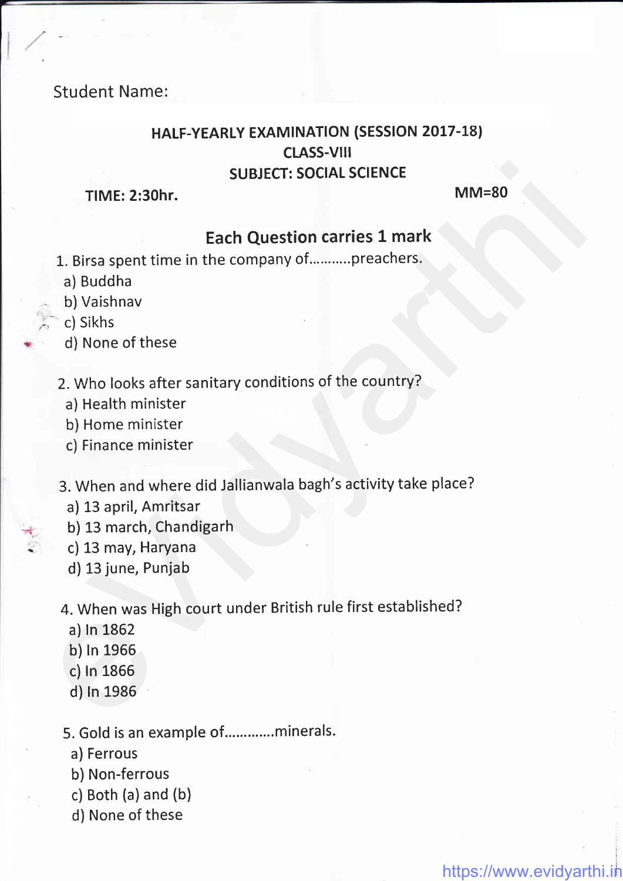Student Name:

## HALF-YEARLY EXAMINATION (SESSION 2017-18)

## CLASS-VIII

## SUBJECT: SOCIAL SCIENCE

**TIME: 2:30hr.** **MM=80**

### Each Question carries 1 mark

1. Birsa spent time in the company of...........preachers.
   - a) Buddha
   - b) Vaishnav
   - c) Sikhs
   - d) None of these

2. Who looks after sanitary conditions of the country?
   - a) Health minister
   - b) Home minister
   - c) Finance minister

3. When and where did Jallianwala bagh's activity take place?
   - a) 13 april, Amritsar
   - b) 13 march, Chandigarh
   - c) 13 may, Haryana
   - d) 13 june, Punjab

4. When was High court under British rule first established?
   - a) In 1862
   - b) In 1966
   - c) In 1866
   - d) In 1986

5. Gold is an example of.............minerals.
   - a) Ferrous
   - b) Non-ferrous
   - c) Both (a) and (b)
   - d) None of these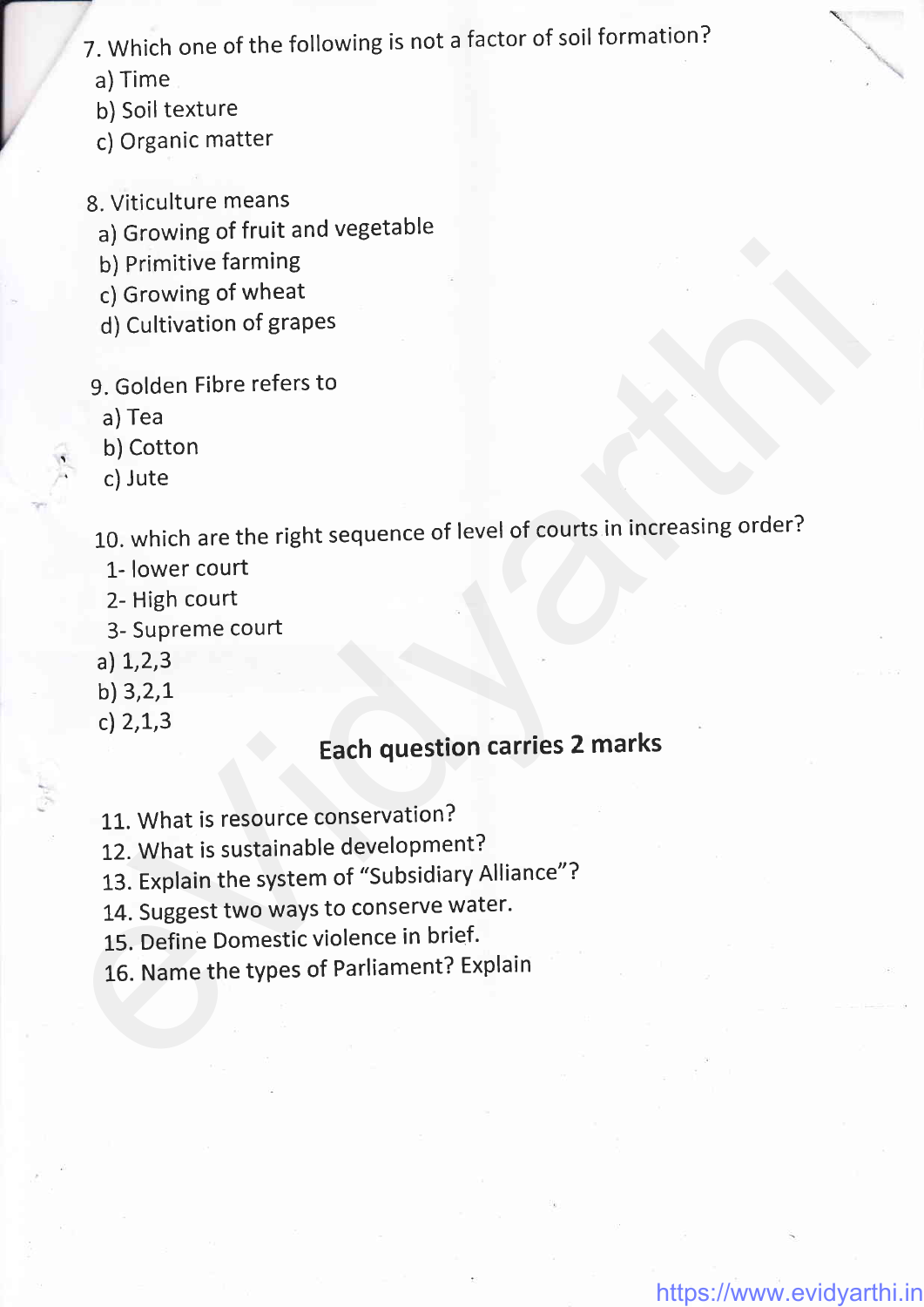7. Which one of the following is not a factor of soil formation?
   a) Time
   b) Soil texture
   c) Organic matter

8. Viticulture means
   a) Growing of fruit and vegetable
   b) Primitive farming
   c) Growing of wheat
   d) Cultivation of grapes

9. Golden Fibre refers to
   a) Tea
   b) Cotton
   c) Jute

10. which are the right sequence of level of courts in increasing order?
    1- lower court
    2- High court
    3- Supreme court
    a) 1,2,3
    b) 3,2,1
    c) 2,1,3

### Each question carries 2 marks

11. What is resource conservation?
12. What is sustainable development?
13. Explain the system of "Subsidiary Alliance"?
14. Suggest two ways to conserve water.
15. Define Domestic violence in brief.
16. Name the types of Parliament? Explain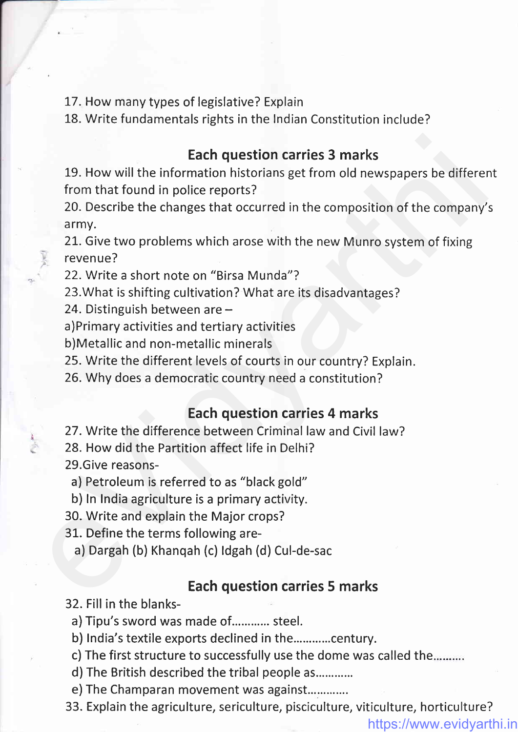17. How many types of legislative? Explain

18. Write fundamentals rights in the Indian Constitution include?

## Each question carries 3 marks

19. How will the information historians get from old newspapers be different from that found in police reports?

20. Describe the changes that occurred in the composition of the company's army.

21. Give two problems which arose with the new Munro system of fixing revenue?

22. Write a short note on "Birsa Munda"?

23. What is shifting cultivation? What are its disadvantages?

24. Distinguish between are –

a) Primary activities and tertiary activities

b) Metallic and non-metallic minerals

25. Write the different levels of courts in our country? Explain.

26. Why does a democratic country need a constitution?

## Each question carries 4 marks

27. Write the difference between Criminal law and Civil law?

28. How did the Partition affect life in Delhi?

29. Give reasons-

a) Petroleum is referred to as "black gold"

b) In India agriculture is a primary activity.

30. Write and explain the Major crops?

31. Define the terms following are-

a) Dargah (b) Khanqah (c) Idgah (d) Cul-de-sac

## Each question carries 5 marks

32. Fill in the blanks-

a) Tipu's sword was made of............ steel.

b) India's textile exports declined in the............century.

c) The first structure to successfully use the dome was called the..........

d) The British described the tribal people as............

e) The Champaran movement was against............

33. Explain the agriculture, sericulture, pisciculture, viticulture, horticulture?